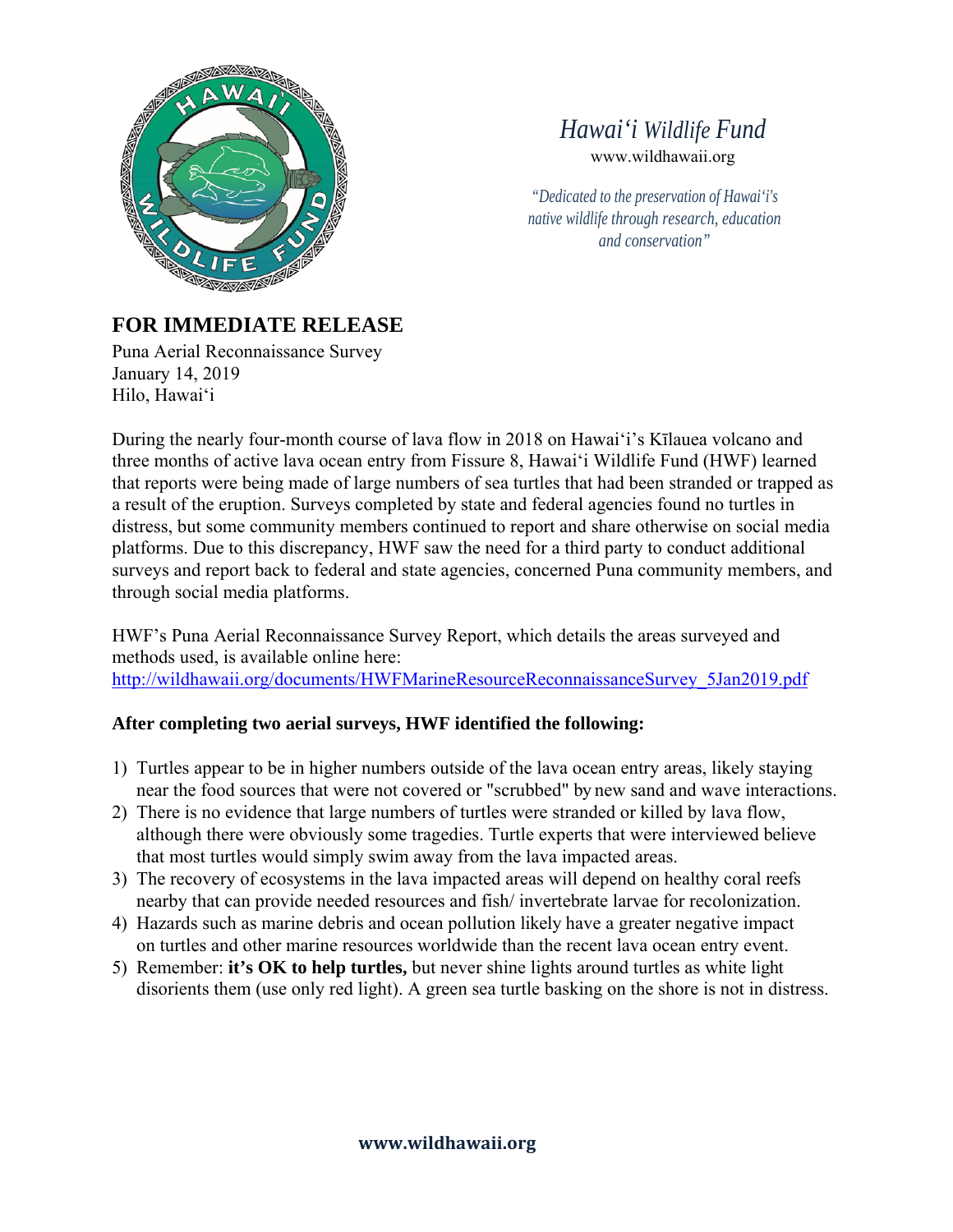# Hawaiʻi Wildlife Fund

www.wildhawaii.org

*"Dedicated to the preservation of Hawaiʻi's native wildlife through research, education and conservation"*

## FOR IMMEDIATE RELEASE

Puna Aerial Reconnaissance Survey
January 14, 2019
Hilo, Hawaiʻi

During the nearly four-month course of lava flow in 2018 on Hawaiʻi's Kīlauea volcano and three months of active lava ocean entry from Fissure 8, Hawaiʻi Wildlife Fund (HWF) learned that reports were being made of large numbers of sea turtles that had been stranded or trapped as a result of the eruption. Surveys completed by state and federal agencies found no turtles in distress, but some community members continued to report and share otherwise on social media platforms. Due to this discrepancy, HWF saw the need for a third party to conduct additional surveys and report back to federal and state agencies, concerned Puna community members, and through social media platforms.

HWF's Puna Aerial Reconnaissance Survey Report, which details the areas surveyed and methods used, is available online here:
[http://wildhawaii.org/documents/HWFMarineResourceReconnaissanceSurvey_5Jan2019.pdf](http://wildhawaii.org/documents/HWFMarineResourceReconnaissanceSurvey_5Jan2019.pdf)

**After completing two aerial surveys, HWF identified the following:**

1) Turtles appear to be in higher numbers outside of the lava ocean entry areas, likely staying near the food sources that were not covered or "scrubbed" by new sand and wave interactions.
2) There is no evidence that large numbers of turtles were stranded or killed by lava flow, although there were obviously some tragedies. Turtle experts that were interviewed believe that most turtles would simply swim away from the lava impacted areas.
3) The recovery of ecosystems in the lava impacted areas will depend on healthy coral reefs nearby that can provide needed resources and fish/ invertebrate larvae for recolonization.
4) Hazards such as marine debris and ocean pollution likely have a greater negative impact on turtles and other marine resources worldwide than the recent lava ocean entry event.
5) Remember: **it's OK to help turtles,** but never shine lights around turtles as white light disorients them (use only red light). A green sea turtle basking on the shore is not in distress.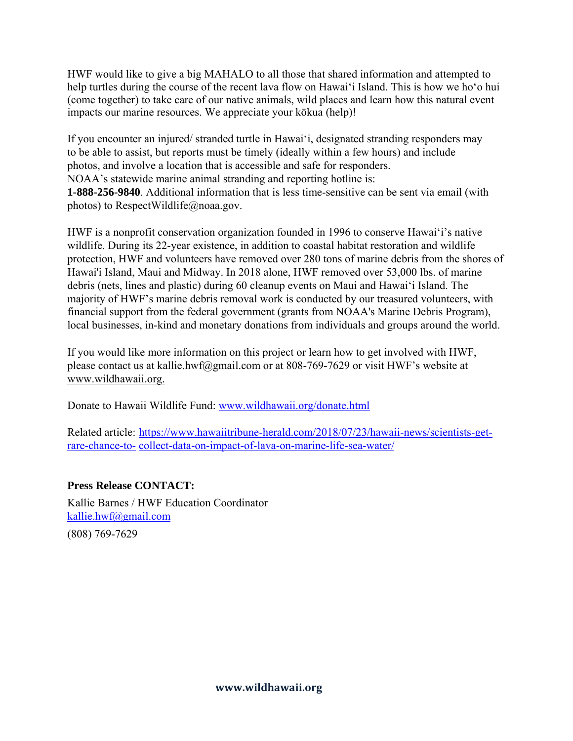HWF would like to give a big MAHALO to all those that shared information and attempted to help turtles during the course of the recent lava flow on Hawaiʻi Island. This is how we hoʻo hui (come together) to take care of our native animals, wild places and learn how this natural event impacts our marine resources. We appreciate your kōkua (help)!

If you encounter an injured/ stranded turtle in Hawaiʻi, designated stranding responders may to be able to assist, but reports must be timely (ideally within a few hours) and include photos, and involve a location that is accessible and safe for responders.
NOAA's statewide marine animal stranding and reporting hotline is:
**1-888-256-9840**. Additional information that is less time-sensitive can be sent via email (with photos) to RespectWildlife@noaa.gov.

HWF is a nonprofit conservation organization founded in 1996 to conserve Hawaiʻi's native wildlife. During its 22-year existence, in addition to coastal habitat restoration and wildlife protection, HWF and volunteers have removed over 280 tons of marine debris from the shores of Hawai'i Island, Maui and Midway. In 2018 alone, HWF removed over 53,000 lbs. of marine debris (nets, lines and plastic) during 60 cleanup events on Maui and Hawaiʻi Island. The majority of HWF's marine debris removal work is conducted by our treasured volunteers, with financial support from the federal government (grants from NOAA's Marine Debris Program), local businesses, in-kind and monetary donations from individuals and groups around the world.

If you would like more information on this project or learn how to get involved with HWF, please contact us at kallie.hwf@gmail.com or at 808-769-7629 or visit HWF's website at www.wildhawaii.org.

Donate to Hawaii Wildlife Fund: www.wildhawaii.org/donate.html

Related article: https://www.hawaiitribune-herald.com/2018/07/23/hawaii-news/scientists-get-rare-chance-to- collect-data-on-impact-of-lava-on-marine-life-sea-water/

**Press Release CONTACT:**

Kallie Barnes / HWF Education Coordinator
kallie.hwf@gmail.com
(808) 769-7629